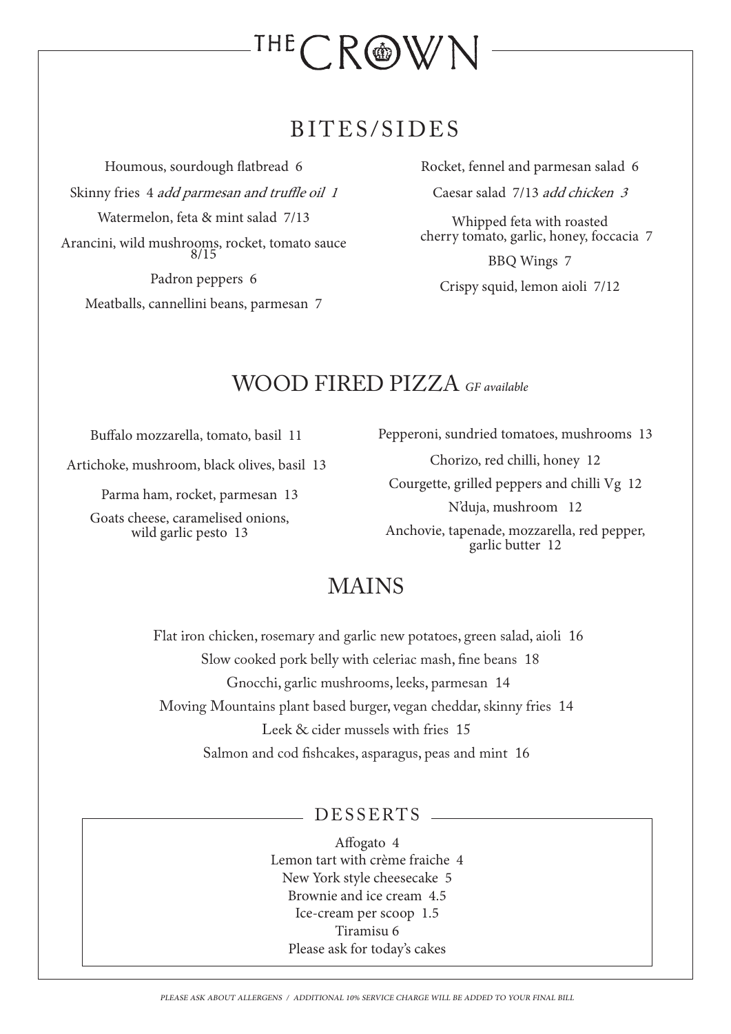# THE CROWN

## BITES/SIDES

Houmous, sourdough flatbread 6

Skinny fries 4 *add parmesan and truffle oil 1*

Watermelon, feta & mint salad 7/13

Arancini, wild mushrooms, rocket, tomato sauce 8/15

Padron peppers 6

Meatballs, cannellini beans, parmesan 7

Rocket, fennel and parmesan salad 6

Caesar salad 7/13 *add chicken 3*

Whipped feta with roasted cherry tomato, garlic, honey, foccacia 7

BBQ Wings 7

Crispy squid, lemon aioli 7/12

## WOOD FIRED PIZZA *GF available*

Buffalo mozzarella, tomato, basil 11

Artichoke, mushroom, black olives, basil 13

Parma ham, rocket, parmesan 13

Goats cheese, caramelised onions, wild garlic pesto 13

Pepperoni, sundried tomatoes, mushrooms 13

Chorizo, red chilli, honey 12

Courgette, grilled peppers and chilli Vg 12

N'duja, mushroom 12

Anchovie, tapenade, mozzarella, red pepper, garlic butter 12

## MAINS

Flat iron chicken, rosemary and garlic new potatoes, green salad, aioli 16

Slow cooked pork belly with celeriac mash, fine beans 18

Gnocchi, garlic mushrooms, leeks, parmesan 14

Moving Mountains plant based burger, vegan cheddar, skinny fries 14

Leek & cider mussels with fries 15

Salmon and cod fishcakes, asparagus, peas and mint 16

## DESSERTS

Affogato 4

Lemon tart with crème fraiche 4

New York style cheesecake 5

Brownie and ice cream 4.5

Ice-cream per scoop 1.5

Tiramisu 6

Please ask for today's cakes

*PLEASE ASK ABOUT ALLERGENS / ADDITIONAL 10% SERVICE CHARGE WILL BE ADDED TO YOUR FINAL BILL*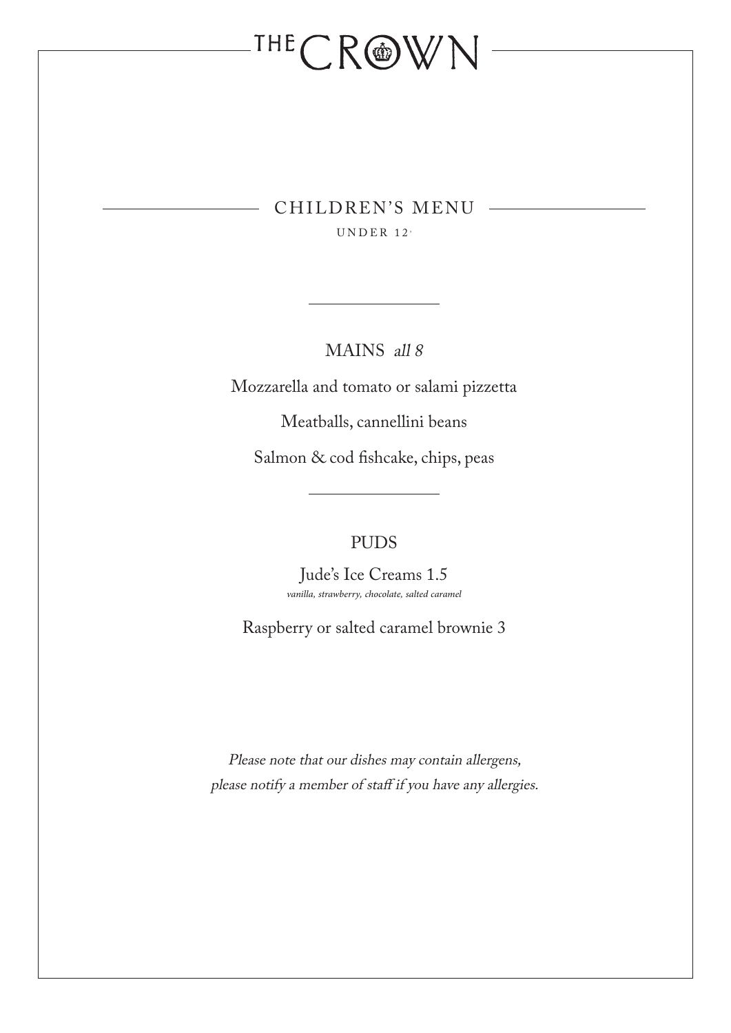# THE CROWN

## CHILDREN'S MENU

UNDER 12'

### MAINS *all 8*

Mozzarella and tomato or salami pizzetta

Meatballs, cannellini beans

Salmon & cod fishcake, chips, peas

### PUDS

Jude's Ice Creams 1.5

*vanilla, strawberry, chocolate, salted caramel*

Raspberry or salted caramel brownie 3

*Please note that our dishes may contain allergens, please notify a member of staff if you have any allergies.*